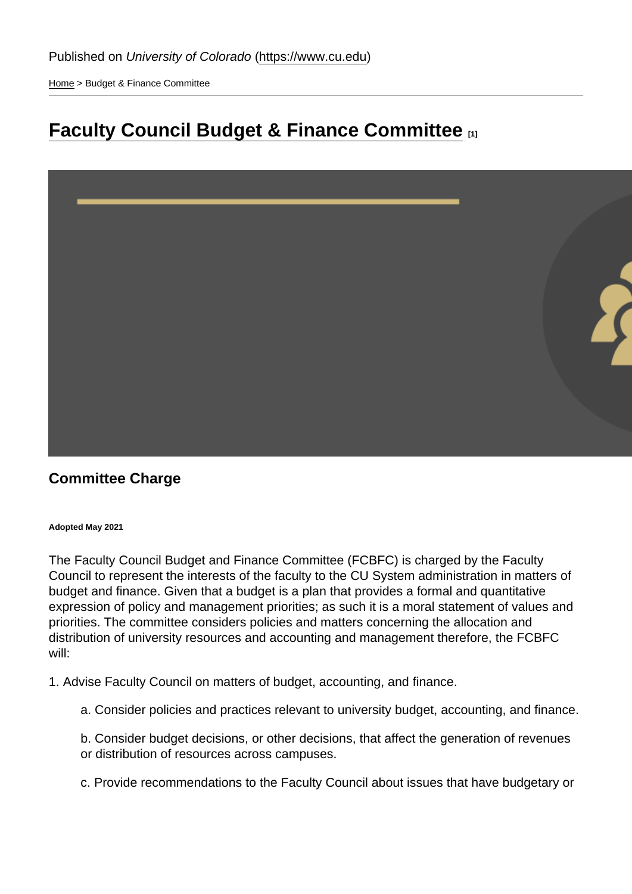Published on *University of Colorado* (https://www.cu.edu)

Home > Budget & Finance Committee

# Faculty Council Budget & Finance Committee [1]

## Committee Charge

**Adopted May 2021**

The Faculty Council Budget and Finance Committee (FCBFC) is charged by the Faculty Council to represent the interests of the faculty to the CU System administration in matters of budget and finance. Given that a budget is a plan that provides a formal and quantitative expression of policy and management priorities; as such it is a moral statement of values and priorities. The committee considers policies and matters concerning the allocation and distribution of university resources and accounting and management therefore, the FCBFC will:

1. Advise Faculty Council on matters of budget, accounting, and finance.

    a. Consider policies and practices relevant to university budget, accounting, and finance.

    b. Consider budget decisions, or other decisions, that affect the generation of revenues or distribution of resources across campuses.

    c. Provide recommendations to the Faculty Council about issues that have budgetary or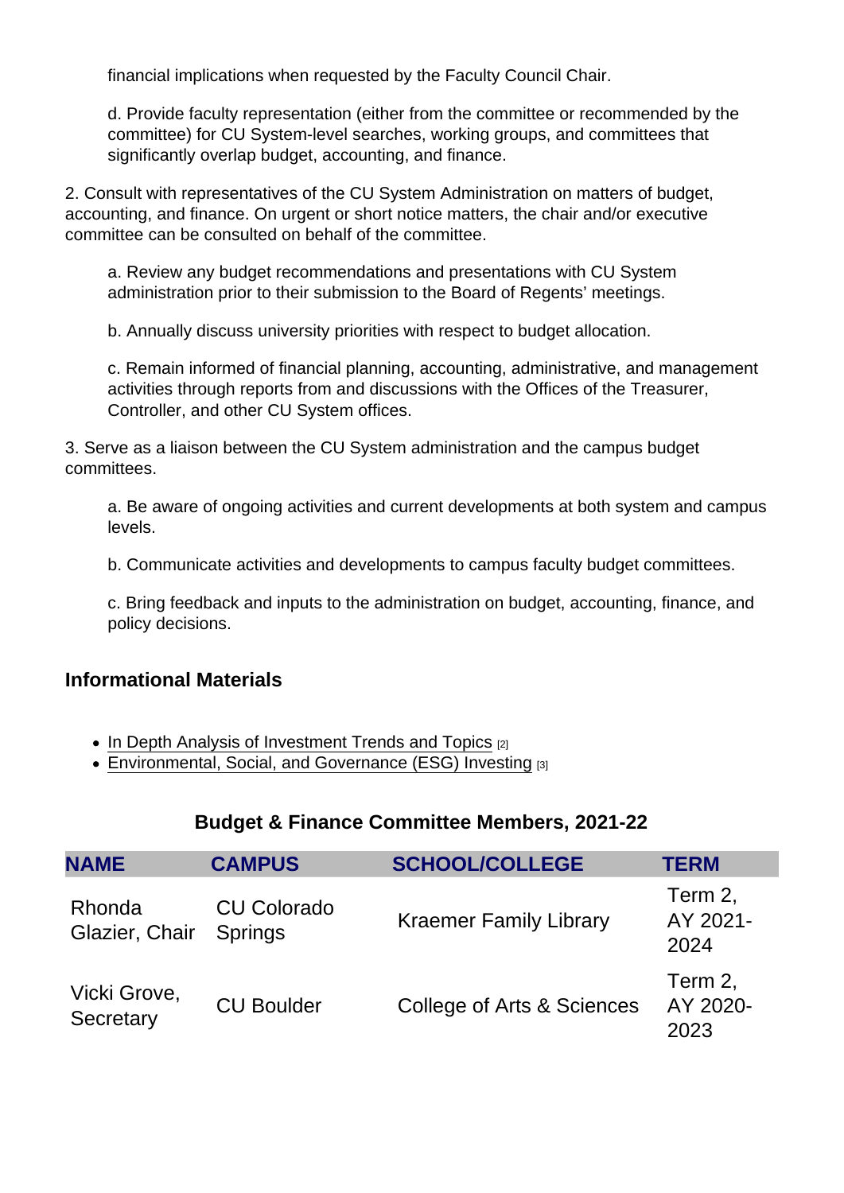financial implications when requested by the Faculty Council Chair.

d. Provide faculty representation (either from the committee or recommended by the committee) for CU System-level searches, working groups, and committees that significantly overlap budget, accounting, and finance.

2. Consult with representatives of the CU System Administration on matters of budget, accounting, and finance. On urgent or short notice matters, the chair and/or executive committee can be consulted on behalf of the committee.

a. Review any budget recommendations and presentations with CU System administration prior to their submission to the Board of Regents' meetings.

b. Annually discuss university priorities with respect to budget allocation.

c. Remain informed of financial planning, accounting, administrative, and management activities through reports from and discussions with the Offices of the Treasurer, Controller, and other CU System offices.

3. Serve as a liaison between the CU System administration and the campus budget committees.

a. Be aware of ongoing activities and current developments at both system and campus levels.

b. Communicate activities and developments to campus faculty budget committees.

c. Bring feedback and inputs to the administration on budget, accounting, finance, and policy decisions.

## Informational Materials

- In Depth Analysis of Investment Trends and Topics [2]
- Environmental, Social, and Governance (ESG) Investing [3]

### Budget & Finance Committee Members, 2021-22

| NAME | CAMPUS | SCHOOL/COLLEGE | TERM |
|---|---|---|---|
| Rhonda Glazier, Chair | CU Colorado Springs | Kraemer Family Library | Term 2, AY 2021-2024 |
| Vicki Grove, Secretary | CU Boulder | College of Arts & Sciences | Term 2, AY 2020-2023 |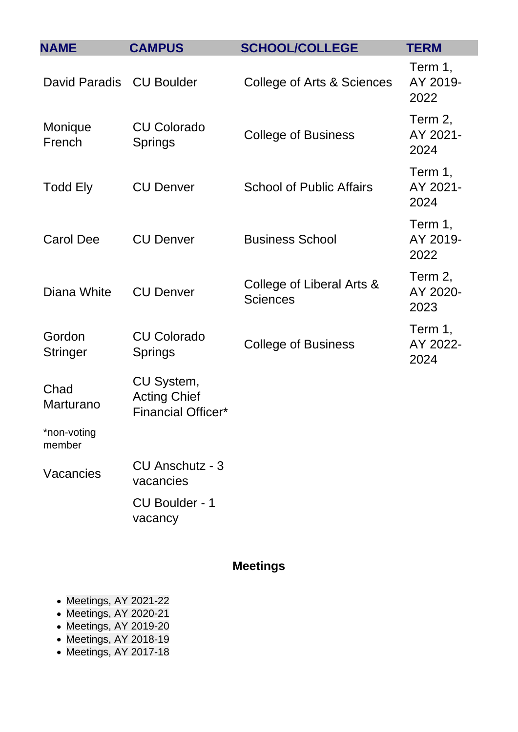| NAME | CAMPUS | SCHOOL/COLLEGE | TERM |
|---|---|---|---|
| David Paradis | CU Boulder | College of Arts & Sciences | Term 1, AY 2019-2022 |
| Monique French | CU Colorado Springs | College of Business | Term 2, AY 2021-2024 |
| Todd Ely | CU Denver | School of Public Affairs | Term 1, AY 2021-2024 |
| Carol Dee | CU Denver | Business School | Term 1, AY 2019-2022 |
| Diana White | CU Denver | College of Liberal Arts & Sciences | Term 2, AY 2020-2023 |
| Gordon Stringer | CU Colorado Springs | College of Business | Term 1, AY 2022-2024 |
| Chad Marturano | CU System, Acting Chief Financial Officer* | | |
| *non-voting member | | | |
| Vacancies | CU Anschutz - 3 vacancies | | |
| | CU Boulder - 1 vacancy | | |

**Meetings**

- Meetings, AY 2021-22
- Meetings, AY 2020-21
- Meetings, AY 2019-20
- Meetings, AY 2018-19
- Meetings, AY 2017-18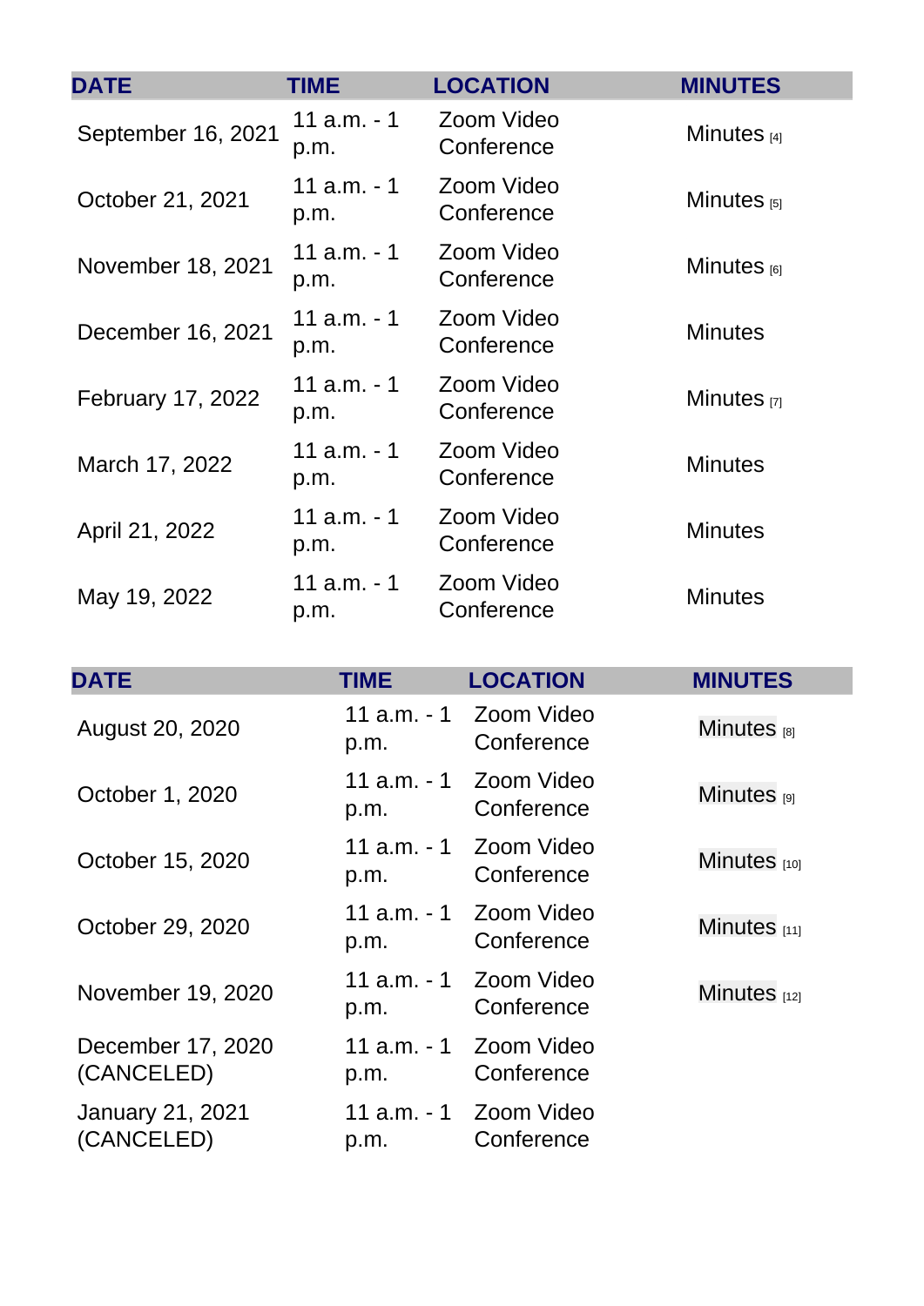| DATE | TIME | LOCATION | MINUTES |
|---|---|---|---|
| September 16, 2021 | 11 a.m. - 1 p.m. | Zoom Video Conference | Minutes [4] |
| October 21, 2021 | 11 a.m. - 1 p.m. | Zoom Video Conference | Minutes [5] |
| November 18, 2021 | 11 a.m. - 1 p.m. | Zoom Video Conference | Minutes [6] |
| December 16, 2021 | 11 a.m. - 1 p.m. | Zoom Video Conference | Minutes |
| February 17, 2022 | 11 a.m. - 1 p.m. | Zoom Video Conference | Minutes [7] |
| March 17, 2022 | 11 a.m. - 1 p.m. | Zoom Video Conference | Minutes |
| April 21, 2022 | 11 a.m. - 1 p.m. | Zoom Video Conference | Minutes |
| May 19, 2022 | 11 a.m. - 1 p.m. | Zoom Video Conference | Minutes |

| DATE | TIME | LOCATION | MINUTES |
|---|---|---|---|
| August 20, 2020 | 11 a.m. - 1 p.m. | Zoom Video Conference | Minutes [8] |
| October 1, 2020 | 11 a.m. - 1 p.m. | Zoom Video Conference | Minutes [9] |
| October 15, 2020 | 11 a.m. - 1 p.m. | Zoom Video Conference | Minutes [10] |
| October 29, 2020 | 11 a.m. - 1 p.m. | Zoom Video Conference | Minutes [11] |
| November 19, 2020 | 11 a.m. - 1 p.m. | Zoom Video Conference | Minutes [12] |
| December 17, 2020 (CANCELED) | 11 a.m. - 1 p.m. | Zoom Video Conference | |
| January 21, 2021 (CANCELED) | 11 a.m. - 1 p.m. | Zoom Video Conference | |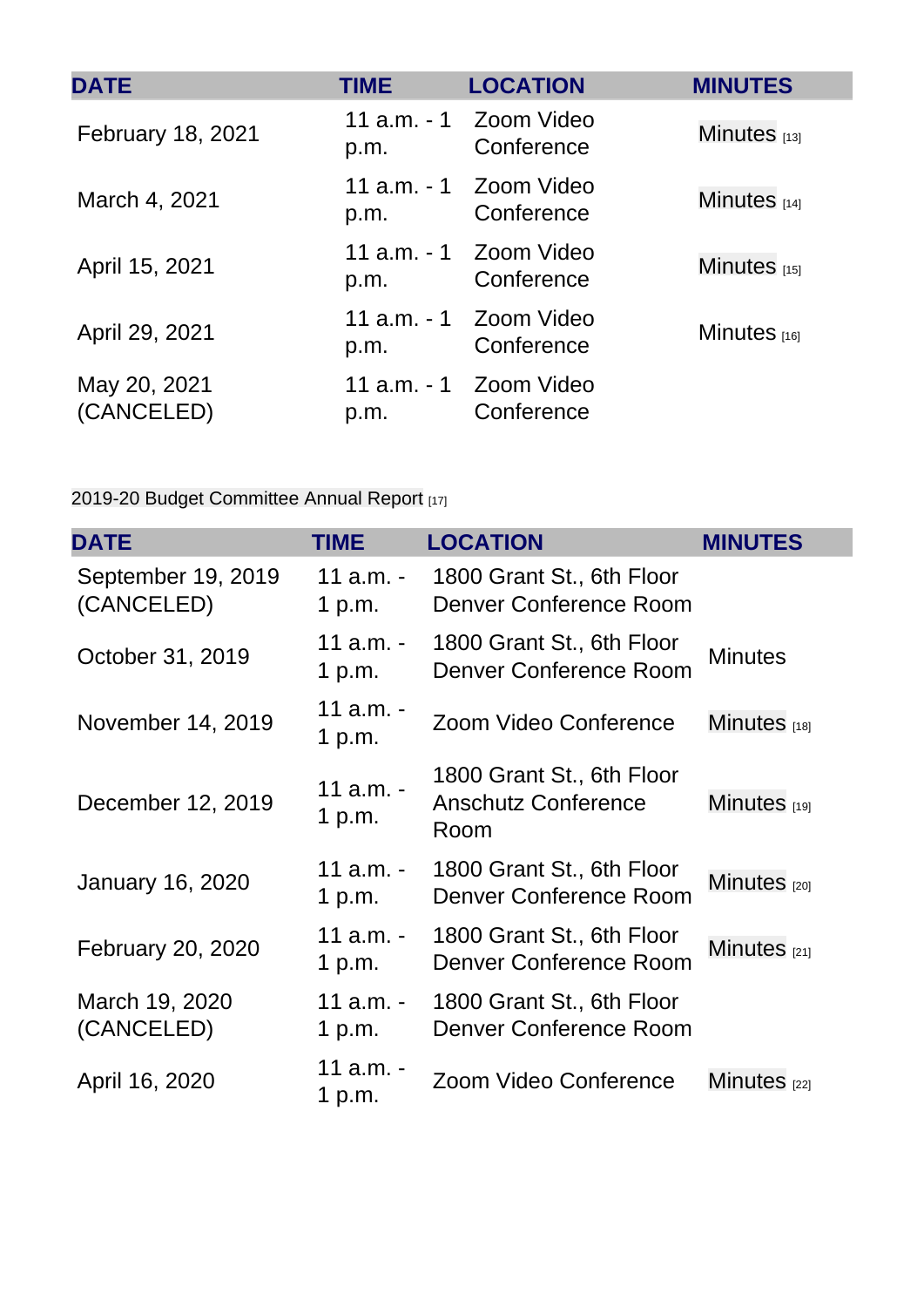| DATE | TIME | LOCATION | MINUTES |
| --- | --- | --- | --- |
| February 18, 2021 | 11 a.m. - 1 p.m. | Zoom Video Conference | Minutes [13] |
| March 4, 2021 | 11 a.m. - 1 p.m. | Zoom Video Conference | Minutes [14] |
| April 15, 2021 | 11 a.m. - 1 p.m. | Zoom Video Conference | Minutes [15] |
| April 29, 2021 | 11 a.m. - 1 p.m. | Zoom Video Conference | Minutes [16] |
| May 20, 2021 (CANCELED) | 11 a.m. - 1 p.m. | Zoom Video Conference | |

2019-20 Budget Committee Annual Report [17]

| DATE | TIME | LOCATION | MINUTES |
| --- | --- | --- | --- |
| September 19, 2019 (CANCELED) | 11 a.m. - 1 p.m. | 1800 Grant St., 6th Floor Denver Conference Room | |
| October 31, 2019 | 11 a.m. - 1 p.m. | 1800 Grant St., 6th Floor Denver Conference Room | Minutes |
| November 14, 2019 | 11 a.m. - 1 p.m. | Zoom Video Conference | Minutes [18] |
| December 12, 2019 | 11 a.m. - 1 p.m. | 1800 Grant St., 6th Floor Anschutz Conference Room | Minutes [19] |
| January 16, 2020 | 11 a.m. - 1 p.m. | 1800 Grant St., 6th Floor Denver Conference Room | Minutes [20] |
| February 20, 2020 | 11 a.m. - 1 p.m. | 1800 Grant St., 6th Floor Denver Conference Room | Minutes [21] |
| March 19, 2020 (CANCELED) | 11 a.m. - 1 p.m. | 1800 Grant St., 6th Floor Denver Conference Room | |
| April 16, 2020 | 11 a.m. - 1 p.m. | Zoom Video Conference | Minutes [22] |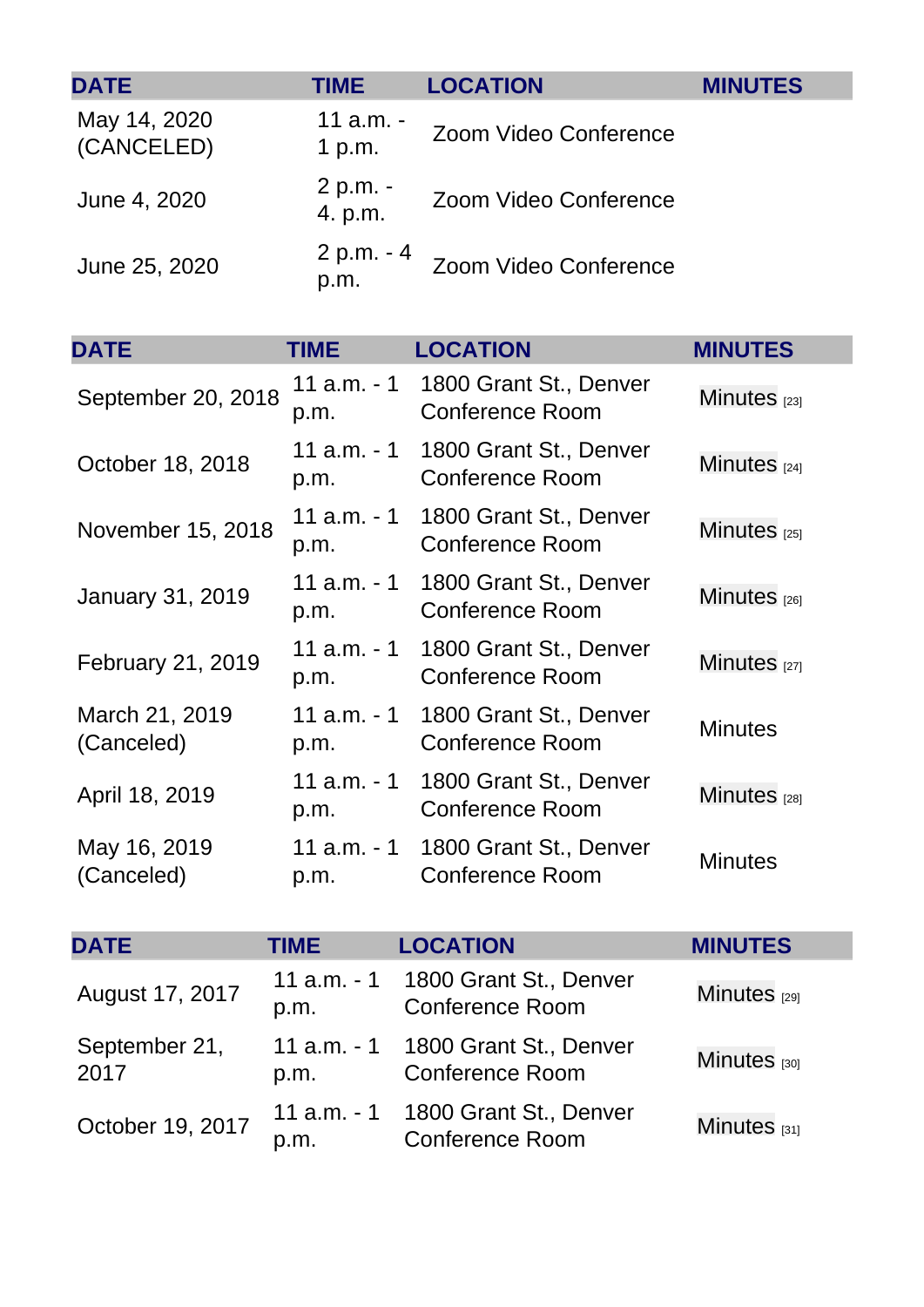| DATE | TIME | LOCATION | MINUTES |
|---|---|---|---|
| May 14, 2020 (CANCELED) | 11 a.m. - 1 p.m. | Zoom Video Conference | |
| June 4, 2020 | 2 p.m. - 4. p.m. | Zoom Video Conference | |
| June 25, 2020 | 2 p.m. - 4 p.m. | Zoom Video Conference | |

| DATE | TIME | LOCATION | MINUTES |
|---|---|---|---|
| September 20, 2018 | 11 a.m. - 1 p.m. | 1800 Grant St., Denver Conference Room | Minutes [23] |
| October 18, 2018 | 11 a.m. - 1 p.m. | 1800 Grant St., Denver Conference Room | Minutes [24] |
| November 15, 2018 | 11 a.m. - 1 p.m. | 1800 Grant St., Denver Conference Room | Minutes [25] |
| January 31, 2019 | 11 a.m. - 1 p.m. | 1800 Grant St., Denver Conference Room | Minutes [26] |
| February 21, 2019 | 11 a.m. - 1 p.m. | 1800 Grant St., Denver Conference Room | Minutes [27] |
| March 21, 2019 (Canceled) | 11 a.m. - 1 p.m. | 1800 Grant St., Denver Conference Room | Minutes |
| April 18, 2019 | 11 a.m. - 1 p.m. | 1800 Grant St., Denver Conference Room | Minutes [28] |
| May 16, 2019 (Canceled) | 11 a.m. - 1 p.m. | 1800 Grant St., Denver Conference Room | Minutes |

| DATE | TIME | LOCATION | MINUTES |
|---|---|---|---|
| August 17, 2017 | 11 a.m. - 1 p.m. | 1800 Grant St., Denver Conference Room | Minutes [29] |
| September 21, 2017 | 11 a.m. - 1 p.m. | 1800 Grant St., Denver Conference Room | Minutes [30] |
| October 19, 2017 | 11 a.m. - 1 p.m. | 1800 Grant St., Denver Conference Room | Minutes [31] |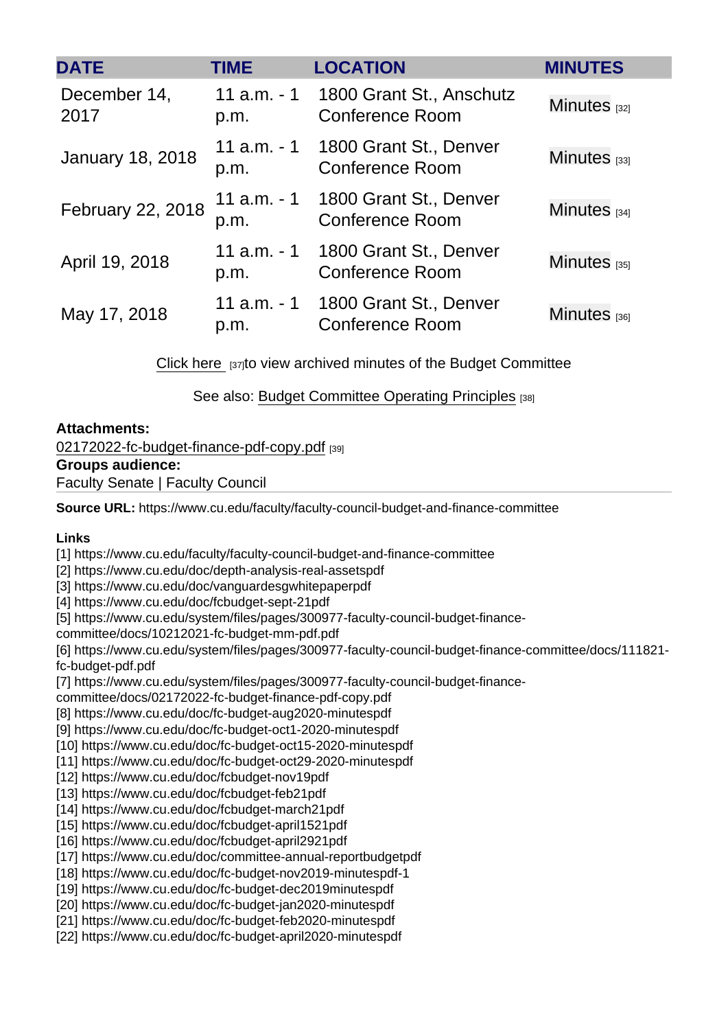| DATE | TIME | LOCATION | MINUTES |
| --- | --- | --- | --- |
| December 14, 2017 | 11 a.m. - 1 p.m. | 1800 Grant St., Anschutz Conference Room | Minutes [32] |
| January 18, 2018 | 11 a.m. - 1 p.m. | 1800 Grant St., Denver Conference Room | Minutes [33] |
| February 22, 2018 | 11 a.m. - 1 p.m. | 1800 Grant St., Denver Conference Room | Minutes [34] |
| April 19, 2018 | 11 a.m. - 1 p.m. | 1800 Grant St., Denver Conference Room | Minutes [35] |
| May 17, 2018 | 11 a.m. - 1 p.m. | 1800 Grant St., Denver Conference Room | Minutes [36] |

Click here [37] to view archived minutes of the Budget Committee

See also: Budget Committee Operating Principles [38]

**Attachments:**
02172022-fc-budget-finance-pdf-copy.pdf [39]
**Groups audience:**
Faculty Senate | Faculty Council

**Source URL:** https://www.cu.edu/faculty/faculty-council-budget-and-finance-committee

**Links**
[1] https://www.cu.edu/faculty/faculty-council-budget-and-finance-committee
[2] https://www.cu.edu/doc/depth-analysis-real-assetspdf
[3] https://www.cu.edu/doc/vanguardesgwhitepaperpdf
[4] https://www.cu.edu/doc/fcbudget-sept-21pdf
[5] https://www.cu.edu/system/files/pages/300977-faculty-council-budget-finance-committee/docs/10212021-fc-budget-mm-pdf.pdf
[6] https://www.cu.edu/system/files/pages/300977-faculty-council-budget-finance-committee/docs/111821-fc-budget-pdf.pdf
[7] https://www.cu.edu/system/files/pages/300977-faculty-council-budget-finance-committee/docs/02172022-fc-budget-finance-pdf-copy.pdf
[8] https://www.cu.edu/doc/fc-budget-aug2020-minutespdf
[9] https://www.cu.edu/doc/fc-budget-oct1-2020-minutespdf
[10] https://www.cu.edu/doc/fc-budget-oct15-2020-minutespdf
[11] https://www.cu.edu/doc/fc-budget-oct29-2020-minutespdf
[12] https://www.cu.edu/doc/fcbudget-nov19pdf
[13] https://www.cu.edu/doc/fcbudget-feb21pdf
[14] https://www.cu.edu/doc/fcbudget-march21pdf
[15] https://www.cu.edu/doc/fcbudget-april1521pdf
[16] https://www.cu.edu/doc/fcbudget-april2921pdf
[17] https://www.cu.edu/doc/committee-annual-reportbudgetpdf
[18] https://www.cu.edu/doc/fc-budget-nov2019-minutespdf-1
[19] https://www.cu.edu/doc/fc-budget-dec2019minutespdf
[20] https://www.cu.edu/doc/fc-budget-jan2020-minutespdf
[21] https://www.cu.edu/doc/fc-budget-feb2020-minutespdf
[22] https://www.cu.edu/doc/fc-budget-april2020-minutespdf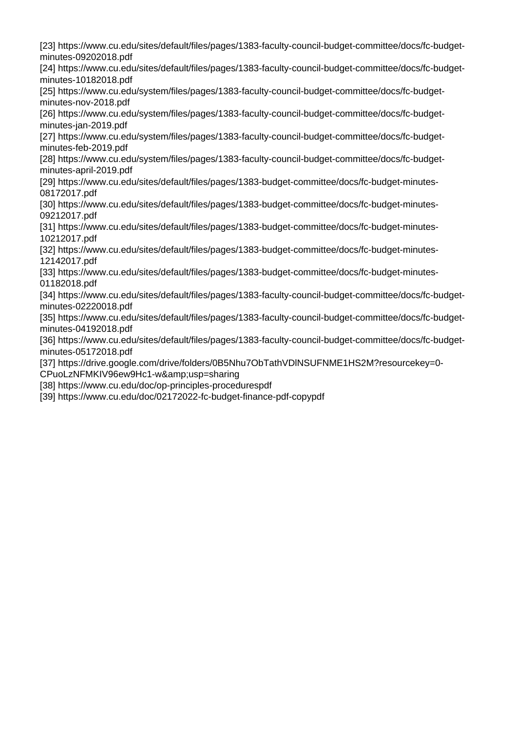[23] https://www.cu.edu/sites/default/files/pages/1383-faculty-council-budget-committee/docs/fc-budget-minutes-09202018.pdf
[24] https://www.cu.edu/sites/default/files/pages/1383-faculty-council-budget-committee/docs/fc-budget-minutes-10182018.pdf
[25] https://www.cu.edu/system/files/pages/1383-faculty-council-budget-committee/docs/fc-budget-minutes-nov-2018.pdf
[26] https://www.cu.edu/system/files/pages/1383-faculty-council-budget-committee/docs/fc-budget-minutes-jan-2019.pdf
[27] https://www.cu.edu/system/files/pages/1383-faculty-council-budget-committee/docs/fc-budget-minutes-feb-2019.pdf
[28] https://www.cu.edu/system/files/pages/1383-faculty-council-budget-committee/docs/fc-budget-minutes-april-2019.pdf
[29] https://www.cu.edu/sites/default/files/pages/1383-budget-committee/docs/fc-budget-minutes-08172017.pdf
[30] https://www.cu.edu/sites/default/files/pages/1383-budget-committee/docs/fc-budget-minutes-09212017.pdf
[31] https://www.cu.edu/sites/default/files/pages/1383-budget-committee/docs/fc-budget-minutes-10212017.pdf
[32] https://www.cu.edu/sites/default/files/pages/1383-budget-committee/docs/fc-budget-minutes-12142017.pdf
[33] https://www.cu.edu/sites/default/files/pages/1383-budget-committee/docs/fc-budget-minutes-01182018.pdf
[34] https://www.cu.edu/sites/default/files/pages/1383-faculty-council-budget-committee/docs/fc-budget-minutes-02220018.pdf
[35] https://www.cu.edu/sites/default/files/pages/1383-faculty-council-budget-committee/docs/fc-budget-minutes-04192018.pdf
[36] https://www.cu.edu/sites/default/files/pages/1383-faculty-council-budget-committee/docs/fc-budget-minutes-05172018.pdf
[37] https://drive.google.com/drive/folders/0B5Nhu7ObTathVDlNSUFNME1HS2M?resourcekey=0-CPuoLzNFMKIV96ew9Hc1-w&amp;usp=sharing
[38] https://www.cu.edu/doc/op-principles-procedurespdf
[39] https://www.cu.edu/doc/02172022-fc-budget-finance-pdf-copypdf